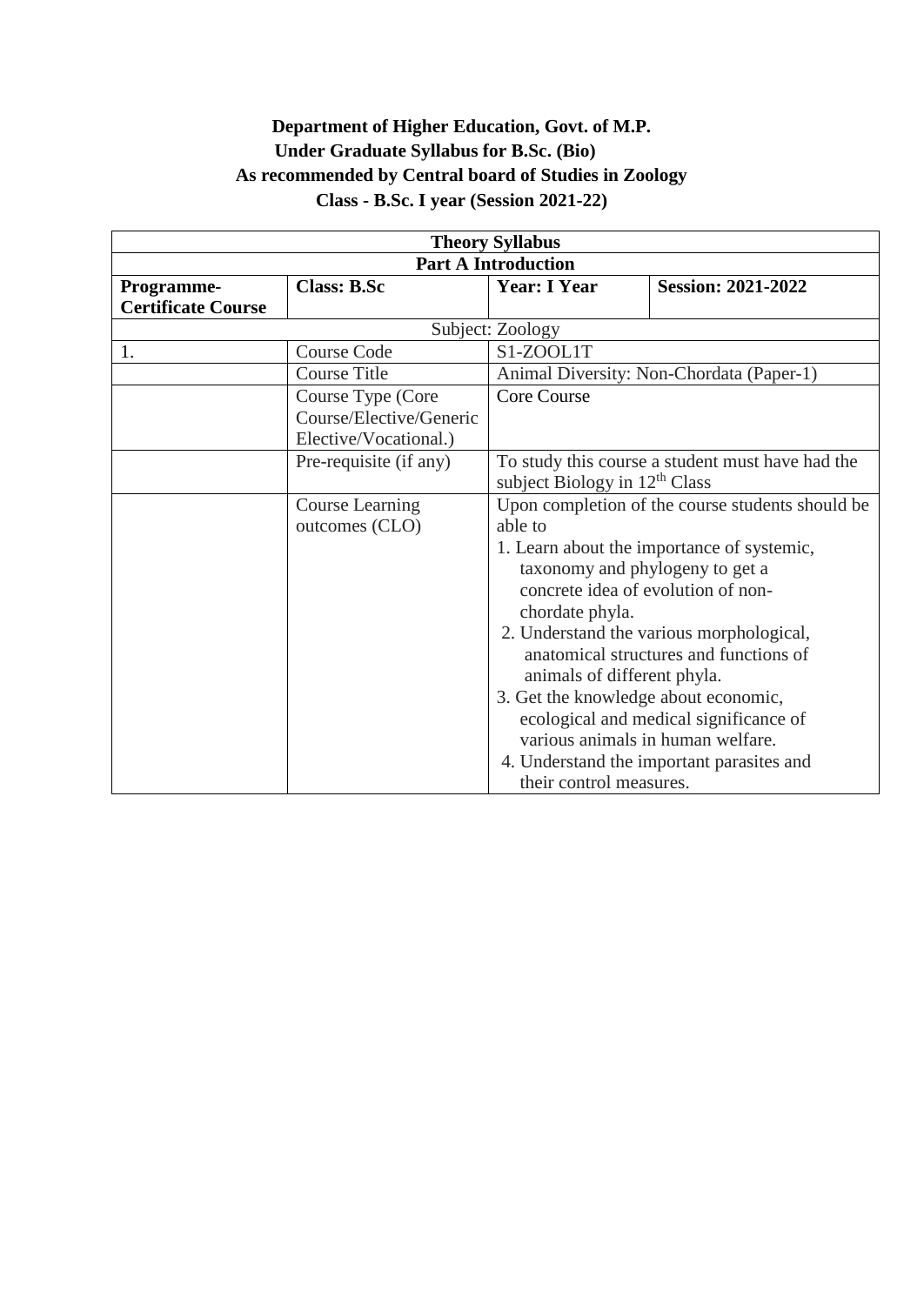**Department of Higher Education, Govt. of M.P.**
**Under Graduate Syllabus for B.Sc. (Bio)**
**As recommended by Central board of Studies in Zoology**
**Class - B.Sc. I year (Session 2021-22)**

| **Theory Syllabus** | | | |
|---|---|---|---|
| **Part A Introduction** | | | |
| **Programme-Certificate Course** | **Class: B.Sc** | **Year: I Year** | **Session: 2021-2022** |
| Subject: Zoology | | | |
| 1. | Course Code | S1-ZOOL1T | |
| | Course Title | Animal Diversity: Non-Chordata (Paper-1) | |
| | Course Type (Core Course/Generic Elective/Vocational.) | Core Course | |
| | Pre-requisite (if any) | To study this course a student must have had the subject Biology in 12th Class | |
| | Course Learning outcomes (CLO) | Upon completion of the course students should be able to<br>1. Learn about the importance of systemic, taxonomy and phylogeny to get a concrete idea of evolution of non-chordate phyla.<br>2. Understand the various morphological, anatomical structures and functions of animals of different phyla.<br>3. Get the knowledge about economic, ecological and medical significance of various animals in human welfare.<br>4. Understand the important parasites and their control measures. | |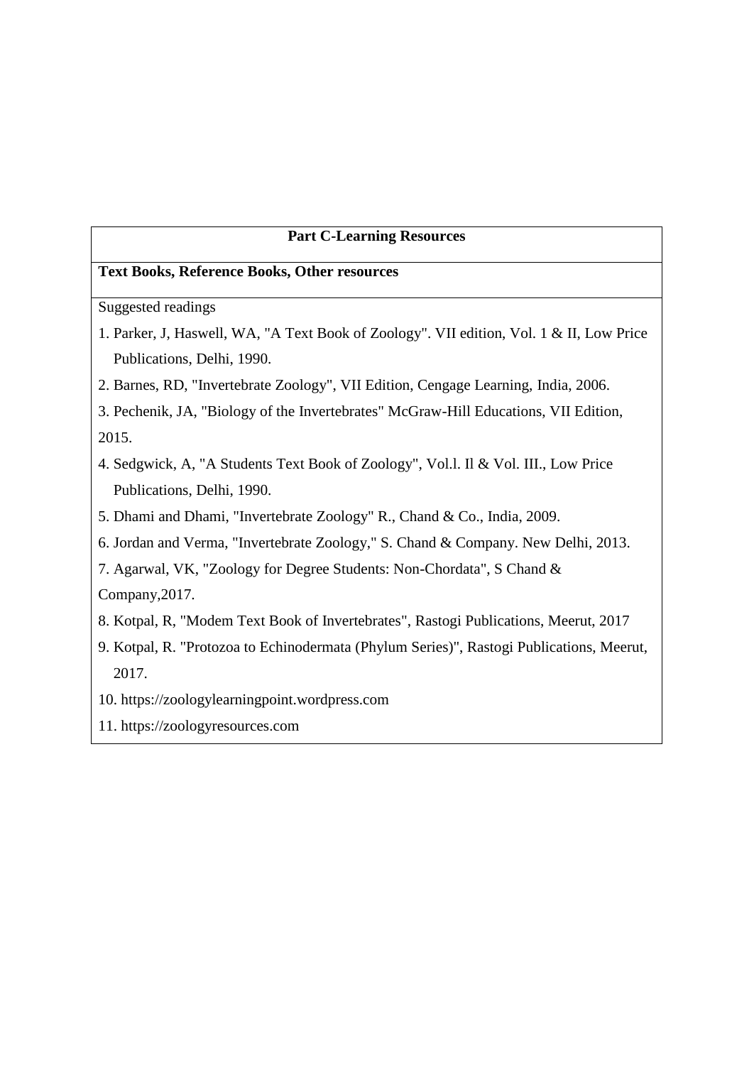## Part C-Learning Resources

**Text Books, Reference Books, Other resources**

Suggested readings

1. Parker, J, Haswell, WA, "A Text Book of Zoology". VII edition, Vol. 1 & II, Low Price Publications, Delhi, 1990.
2. Barnes, RD, "Invertebrate Zoology", VII Edition, Cengage Learning, India, 2006.
3. Pechenik, JA, "Biology of the Invertebrates" McGraw-Hill Educations, VII Edition, 2015.
4. Sedgwick, A, "A Students Text Book of Zoology", Vol.l. Il & Vol. III., Low Price Publications, Delhi, 1990.
5. Dhami and Dhami, "Invertebrate Zoology" R., Chand & Co., India, 2009.
6. Jordan and Verma, "Invertebrate Zoology," S. Chand & Company. New Delhi, 2013.
7. Agarwal, VK, "Zoology for Degree Students: Non-Chordata", S Chand & Company,2017.
8. Kotpal, R, "Modem Text Book of Invertebrates", Rastogi Publications, Meerut, 2017
9. Kotpal, R. "Protozoa to Echinodermata (Phylum Series)", Rastogi Publications, Meerut, 2017.
10. https://zoologylearningpoint.wordpress.com
11. https://zoologyresources.com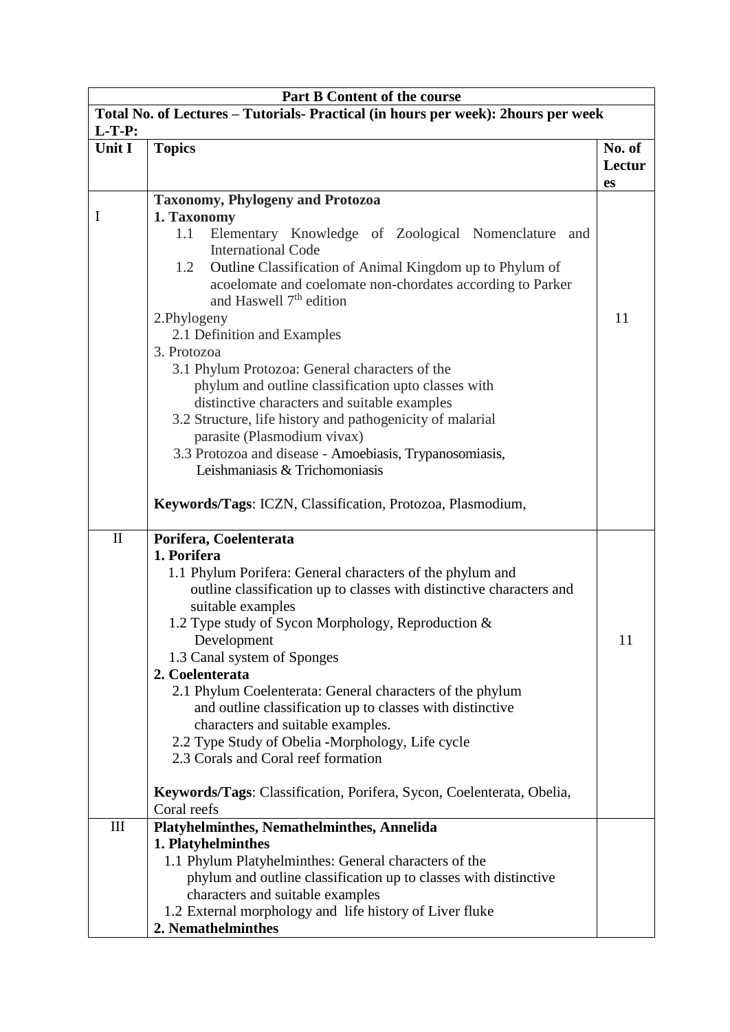| Part B Content of the course | | |
|---|---|---|
| **Total No. of Lectures – Tutorials- Practical (in hours per week): 2hours per week** **L-T-P:** | | |
| **Unit I** | **Topics** | **No. of Lectures** |
| I | **Taxonomy, Phylogeny and Protozoa**<br>**1. Taxonomy**<br>1.1 Elementary Knowledge of Zoological Nomenclature and International Code<br>1.2 Outline Classification of Animal Kingdom up to Phylum of acoelomate and coelomate non-chordates according to Parker and Haswell 7th edition<br>2.Phylogeny<br>2.1 Definition and Examples<br>3. Protozoa<br>3.1 Phylum Protozoa: General characters of the phylum and outline classification upto classes with distinctive characters and suitable examples<br>3.2 Structure, life history and pathogenicity of malarial parasite (Plasmodium vivax)<br>3.3 Protozoa and disease - Amoebiasis, Trypanosomiasis, Leishmaniasis & Trichomoniasis<br><br>**Keywords/Tags**: ICZN, Classification, Protozoa, Plasmodium, | 11 |
| II | **Porifera, Coelenterata**<br>**1. Porifera**<br>1.1 Phylum Porifera: General characters of the phylum and outline classification up to classes with distinctive characters and suitable examples<br>1.2 Type study of Sycon Morphology, Reproduction & Development<br>1.3 Canal system of Sponges<br>**2. Coelenterata**<br>2.1 Phylum Coelenterata: General characters of the phylum and outline classification up to classes with distinctive characters and suitable examples.<br>2.2 Type Study of Obelia -Morphology, Life cycle<br>2.3 Corals and Coral reef formation<br><br>**Keywords/Tags**: Classification, Porifera, Sycon, Coelenterata, Obelia, Coral reefs | 11 |
| III | **Platyhelminthes, Nemathelminthes, Annelida**<br>**1. Platyhelminthes**<br>1.1 Phylum Platyhelminthes: General characters of the phylum and outline classification up to classes with distinctive characters and suitable examples<br>1.2 External morphology and life history of Liver fluke<br>**2. Nemathelminthes** | |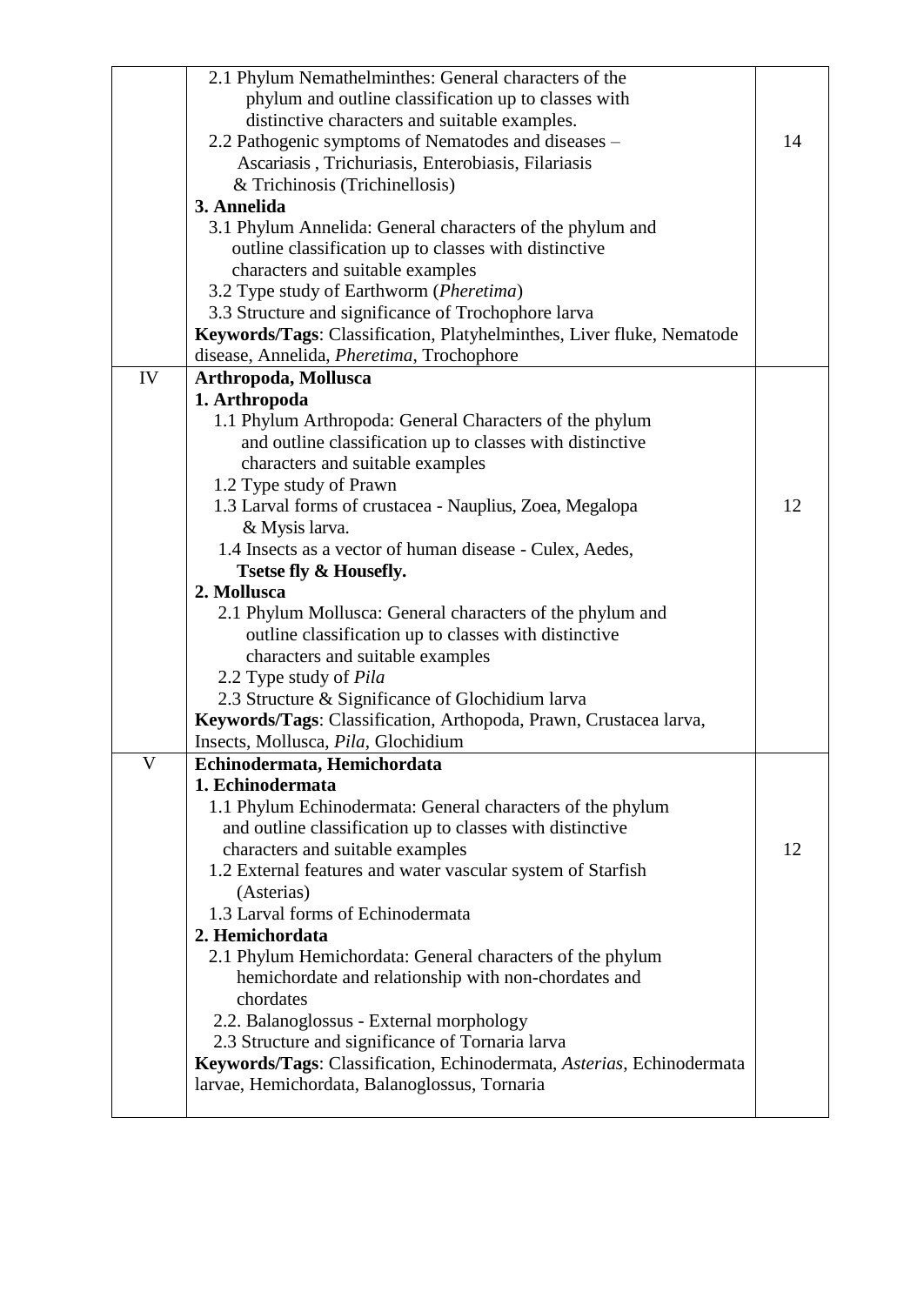| | | |
|---|---|---|
| | 2.1 Phylum Nemathelminthes: General characters of the phylum and outline classification up to classes with distinctive characters and suitable examples.<br>2.2 Pathogenic symptoms of Nematodes and diseases – Ascariasis , Trichuriasis, Enterobiasis, Filariasis & Trichinosis (Trichinellosis)<br>**3. Annelida**<br>3.1 Phylum Annelida: General characters of the phylum and outline classification up to classes with distinctive characters and suitable examples<br>3.2 Type study of Earthworm (*Pheretima*)<br>3.3 Structure and significance of Trochophore larva<br>**Keywords/Tags**: Classification, Platyhelminthes, Liver fluke, Nematode disease, Annelida, *Pheretima*, Trochophore | 14 |
| IV | **Arthropoda, Mollusca**<br>**1. Arthropoda**<br>1.1 Phylum Arthropoda: General Characters of the phylum and outline classification up to classes with distinctive characters and suitable examples<br>1.2 Type study of Prawn<br>1.3 Larval forms of crustacea - Nauplius, Zoea, Megalopa & Mysis larva.<br>1.4 Insects as a vector of human disease - Culex, Aedes, **Tsetse fly & Housefly.**<br>**2. Mollusca**<br>2.1 Phylum Mollusca: General characters of the phylum and outline classification up to classes with distinctive characters and suitable examples<br>2.2 Type study of *Pila*<br>2.3 Structure & Significance of Glochidium larva<br>**Keywords/Tags**: Classification, Arthopoda, Prawn, Crustacea larva, Insects, Mollusca, *Pila*, Glochidium | 12 |
| V | **Echinodermata, Hemichordata**<br>**1. Echinodermata**<br>1.1 Phylum Echinodermata: General characters of the phylum and outline classification up to classes with distinctive characters and suitable examples<br>1.2 External features and water vascular system of Starfish (Asterias)<br>1.3 Larval forms of Echinodermata<br>**2. Hemichordata**<br>2.1 Phylum Hemichordata: General characters of the phylum hemichordate and relationship with non-chordates and chordates<br>2.2. Balanoglossus - External morphology<br>2.3 Structure and significance of Tornaria larva<br>**Keywords/Tags**: Classification, Echinodermata, *Asterias*, Echinodermata larvae, Hemichordata, Balanoglossus, Tornaria | 12 |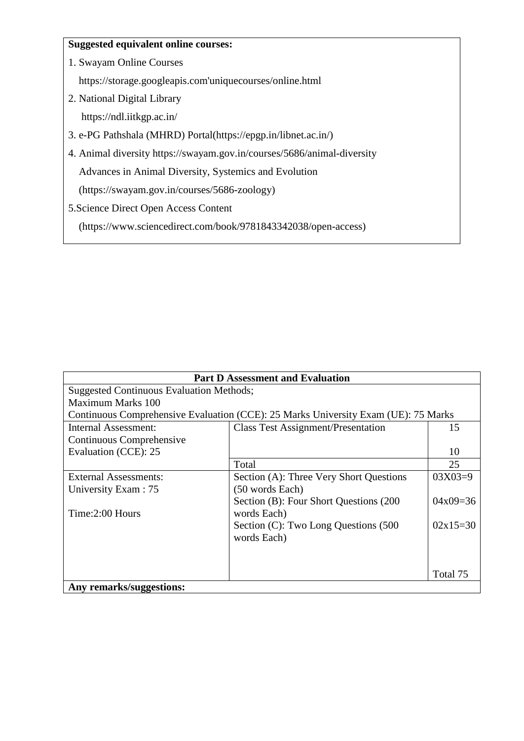**Suggested equivalent online courses:**

1. Swayam Online Courses
   https://storage.googleapis.com'uniquecourses/online.html
2. National Digital Library
   https://ndl.iitkgp.ac.in/
3. e-PG Pathshala (MHRD) Portal(https://epgp.in/libnet.ac.in/)
4. Animal diversity https://swayam.gov.in/courses/5686/animal-diversity
   Advances in Animal Diversity, Systemics and Evolution
   (https://swayam.gov.in/courses/5686-zoology)
5. Science Direct Open Access Content
   (https://www.sciencedirect.com/book/9781843342038/open-access)

| **Part D Assessment and Evaluation** | | |
|---|---|---|
| Suggested Continuous Evaluation Methods;<br>Maximum Marks 100<br>Continuous Comprehensive Evaluation (CCE): 25 Marks University Exam (UE): 75 Marks | | |
| Internal Assessment:<br>Continuous Comprehensive Evaluation (CCE): 25 | Class Test Assignment/Presentation | 15<br><br>10 |
| | Total | 25 |
| External Assessments:<br>University Exam : 75<br><br>Time:2:00 Hours | Section (A): Three Very Short Questions (50 words Each)<br>Section (B): Four Short Questions (200 words Each)<br>Section (C): Two Long Questions (500 words Each) | 03X03=9<br><br>04x09=36<br><br>02x15=30<br><br>Total 75 |
| **Any remarks/suggestions:** | | |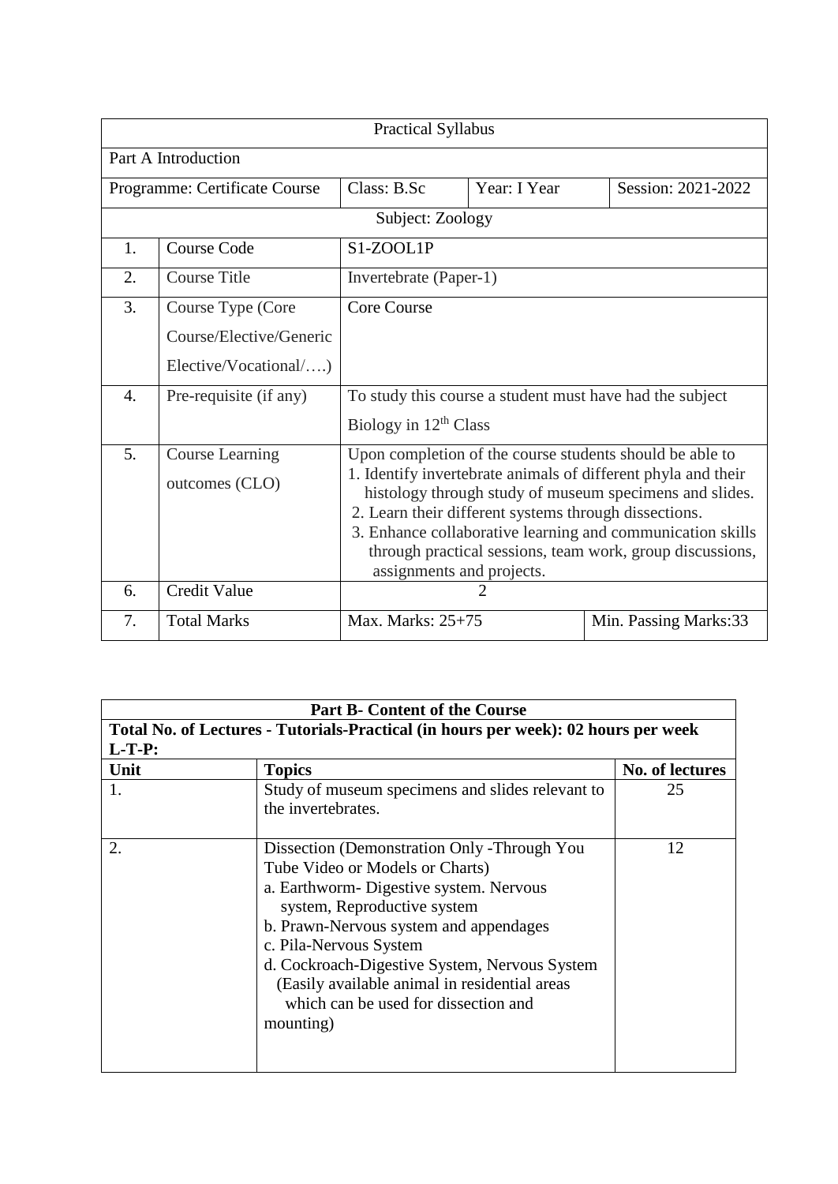| Practical Syllabus | | | | |
|---|---|---|---|---|
| Part A Introduction | | | | |
| Programme: Certificate Course | | Class: B.Sc | Year: I Year | Session: 2021-2022 |
| Subject: Zoology | | | | |
| 1. | Course Code | S1-ZOOL1P | | |
| 2. | Course Title | Invertebrate (Paper-1) | | |
| 3. | Course Type (Core Course/Elective/Generic Elective/Vocational/….) | Core Course | | |
| 4. | Pre-requisite (if any) | To study this course a student must have had the subject Biology in 12th Class | | |
| 5. | Course Learning outcomes (CLO) | Upon completion of the course students should be able to<br>1. Identify invertebrate animals of different phyla and their histology through study of museum specimens and slides.<br>2. Learn their different systems through dissections.<br>3. Enhance collaborative learning and communication skills through practical sessions, team work, group discussions, assignments and projects. | | |
| 6. | Credit Value | 2 | | |
| 7. | Total Marks | Max. Marks: 25+75 | | Min. Passing Marks:33 |

| **Part B- Content of the Course** | | |
|---|---|---|
| **Total No. of Lectures - Tutorials-Practical (in hours per week): 02 hours per week**<br>**L-T-P:** | | |
| **Unit** | **Topics** | **No. of lectures** |
| 1. | Study of museum specimens and slides relevant to the invertebrates. | 25 |
| 2. | Dissection (Demonstration Only -Through You Tube Video or Models or Charts)<br>a. Earthworm- Digestive system. Nervous system, Reproductive system<br>b. Prawn-Nervous system and appendages<br>c. Pila-Nervous System<br>d. Cockroach-Digestive System, Nervous System (Easily available animal in residential areas which can be used for dissection and mounting) | 12 |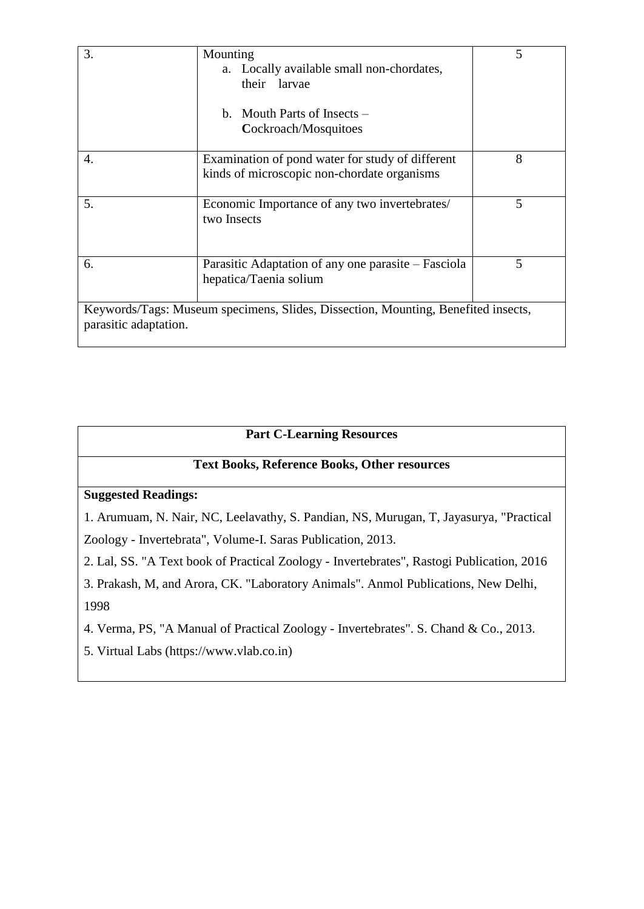| | | |
|---|---|---|
| 3. | Mounting<br>a. Locally available small non-chordates, their larvae<br>b. Mouth Parts of Insects – **C**ockroach/Mosquitoes | 5 |
| 4. | Examination of pond water for study of different kinds of microscopic non-chordate organisms | 8 |
| 5. | Economic Importance of any two invertebrates/ two Insects | 5 |
| 6. | Parasitic Adaptation of any one parasite – Fasciola hepatica/Taenia solium | 5 |
| Keywords/Tags: Museum specimens, Slides, Dissection, Mounting, Benefited insects, parasitic adaptation. | | |

| **Part C-Learning Resources** |
|---|
| **Text Books, Reference Books, Other resources** |

**Suggested Readings:**

1. Arumuam, N. Nair, NC, Leelavathy, S. Pandian, NS, Murugan, T, Jayasurya, "Practical Zoology - Invertebrata", Volume-I. Saras Publication, 2013.
2. Lal, SS. "A Text book of Practical Zoology - Invertebrates", Rastogi Publication, 2016
3. Prakash, M, and Arora, CK. "Laboratory Animals". Anmol Publications, New Delhi, 1998
4. Verma, PS, "A Manual of Practical Zoology - Invertebrates". S. Chand & Co., 2013.
5. Virtual Labs (https://www.vlab.co.in)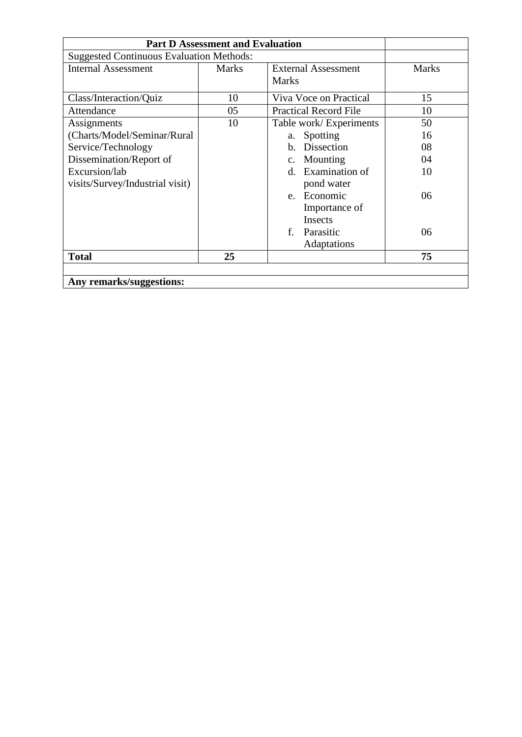| Part D Assessment and Evaluation | | | |
|---|---|---|---|
| Suggested Continuous Evaluation Methods: | | | |
| Internal Assessment | Marks | External Assessment Marks | Marks |
| Class/Interaction/Quiz | 10 | Viva Voce on Practical | 15 |
| Attendance | 05 | Practical Record File | 10 |
| Assignments (Charts/Model/Seminar/Rural Service/Technology Dissemination/Report of Excursion/lab visits/Survey/Industrial visit) | 10 | Table work/ Experiments<br>a. Spotting<br>b. Dissection<br>c. Mounting<br>d. Examination of pond water<br>e. Economic Importance of Insects<br>f. Parasitic Adaptations | 50<br>16<br>08<br>04<br>10<br>06<br>06 |
| **Total** | **25** | | **75** |
| | | | |
| **Any remarks/suggestions:** | | | |